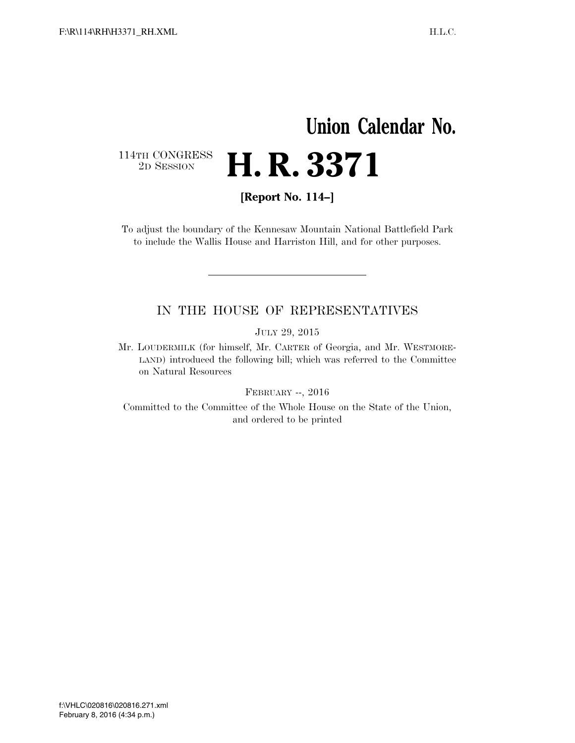# Union Calendar No.

114TH CONGRESS
2D SESSION

# H. R. 3371

**[Report No. 114–]**

To adjust the boundary of the Kennesaw Mountain National Battlefield Park to include the Wallis House and Harriston Hill, and for other purposes.

---

## IN THE HOUSE OF REPRESENTATIVES

JULY 29, 2015

Mr. LOUDERMILK (for himself, Mr. CARTER of Georgia, and Mr. WESTMORELAND) introduced the following bill; which was referred to the Committee on Natural Resources

FEBRUARY --, 2016

Committed to the Committee of the Whole House on the State of the Union, and ordered to be printed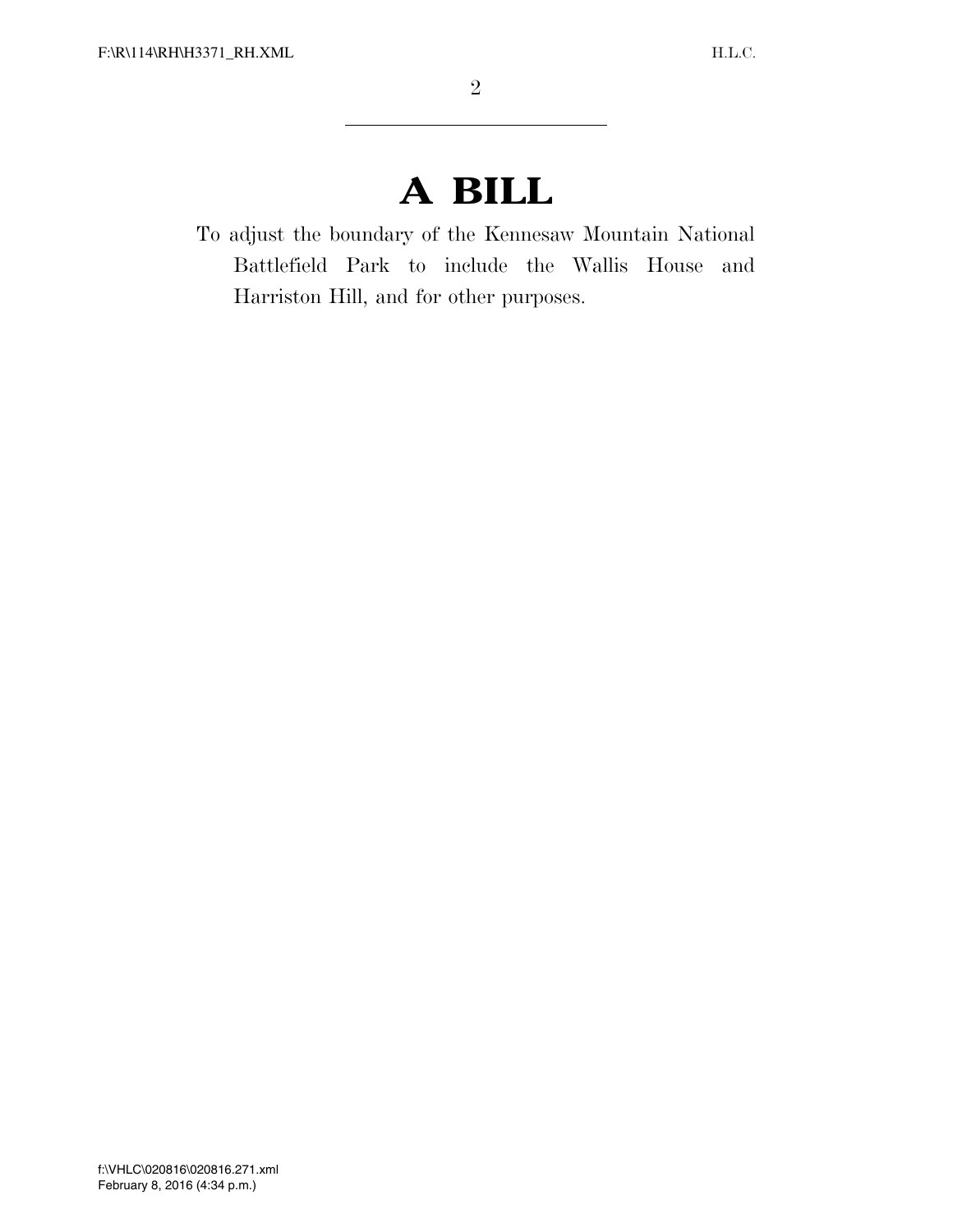# A BILL

To adjust the boundary of the Kennesaw Mountain National Battlefield Park to include the Wallis House and Harriston Hill, and for other purposes.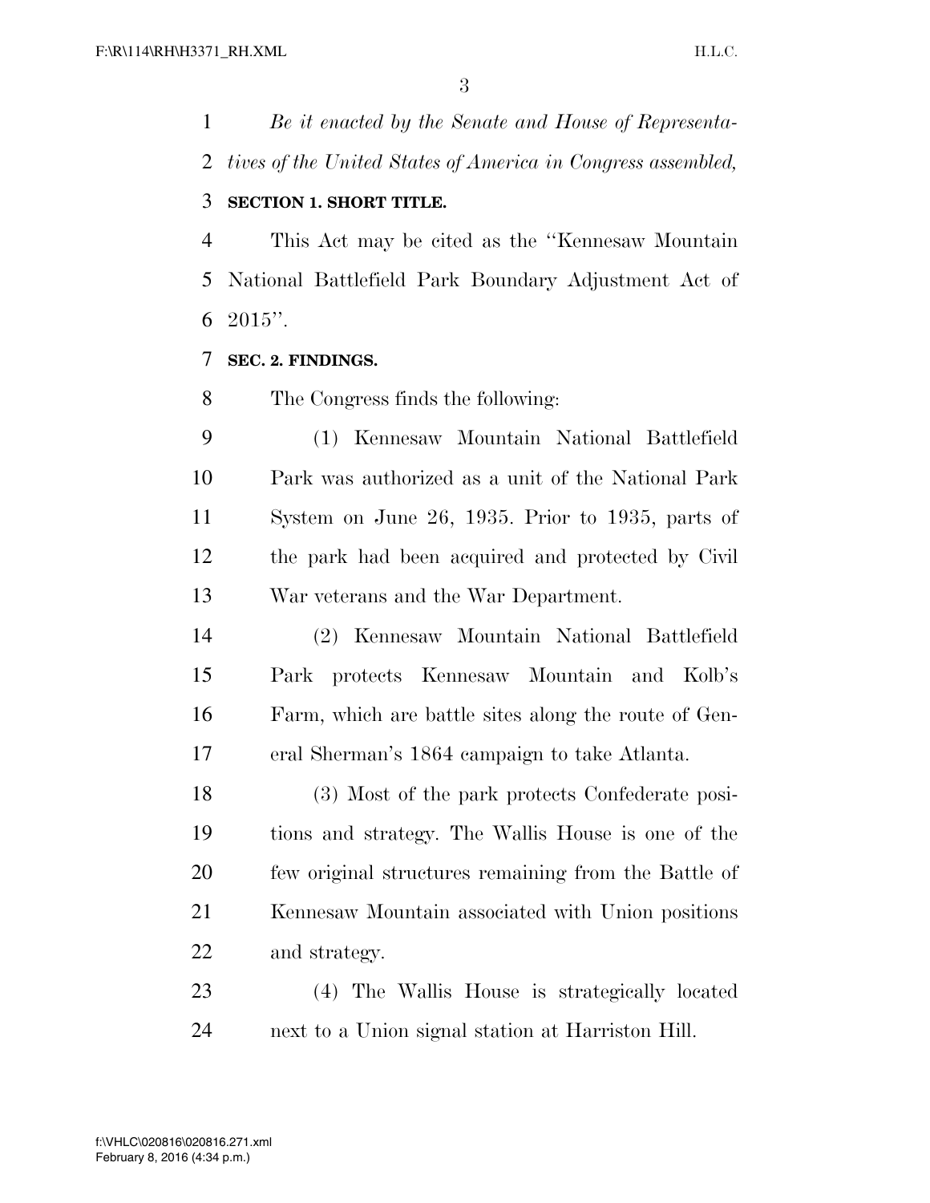*Be it enacted by the Senate and House of Representatives of the United States of America in Congress assembled,*

**SECTION 1. SHORT TITLE.**

This Act may be cited as the ''Kennesaw Mountain National Battlefield Park Boundary Adjustment Act of 2015''.

**SEC. 2. FINDINGS.**

The Congress finds the following:

(1) Kennesaw Mountain National Battlefield Park was authorized as a unit of the National Park System on June 26, 1935. Prior to 1935, parts of the park had been acquired and protected by Civil War veterans and the War Department.

(2) Kennesaw Mountain National Battlefield Park protects Kennesaw Mountain and Kolb's Farm, which are battle sites along the route of General Sherman's 1864 campaign to take Atlanta.

(3) Most of the park protects Confederate positions and strategy. The Wallis House is one of the few original structures remaining from the Battle of Kennesaw Mountain associated with Union positions and strategy.

(4) The Wallis House is strategically located next to a Union signal station at Harriston Hill.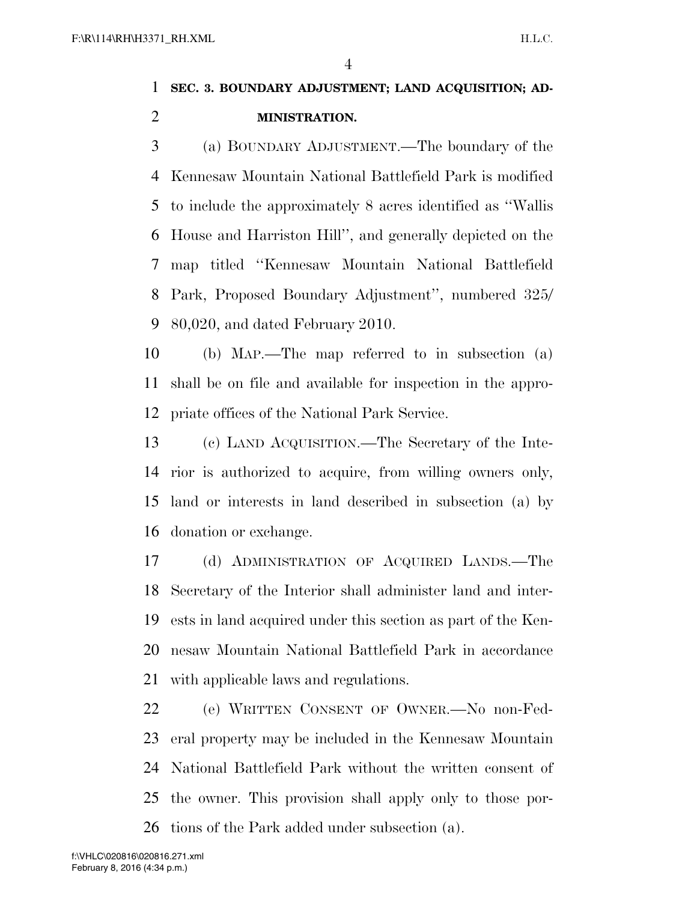**SEC. 3. BOUNDARY ADJUSTMENT; LAND ACQUISITION; ADMINISTRATION.**

(a) BOUNDARY ADJUSTMENT.—The boundary of the Kennesaw Mountain National Battlefield Park is modified to include the approximately 8 acres identified as "Wallis House and Harriston Hill", and generally depicted on the map titled "Kennesaw Mountain National Battlefield Park, Proposed Boundary Adjustment", numbered 325/80,020, and dated February 2010.

(b) MAP.—The map referred to in subsection (a) shall be on file and available for inspection in the appropriate offices of the National Park Service.

(c) LAND ACQUISITION.—The Secretary of the Interior is authorized to acquire, from willing owners only, land or interests in land described in subsection (a) by donation or exchange.

(d) ADMINISTRATION OF ACQUIRED LANDS.—The Secretary of the Interior shall administer land and interests in land acquired under this section as part of the Kennesaw Mountain National Battlefield Park in accordance with applicable laws and regulations.

(e) WRITTEN CONSENT OF OWNER.—No non-Federal property may be included in the Kennesaw Mountain National Battlefield Park without the written consent of the owner. This provision shall apply only to those portions of the Park added under subsection (a).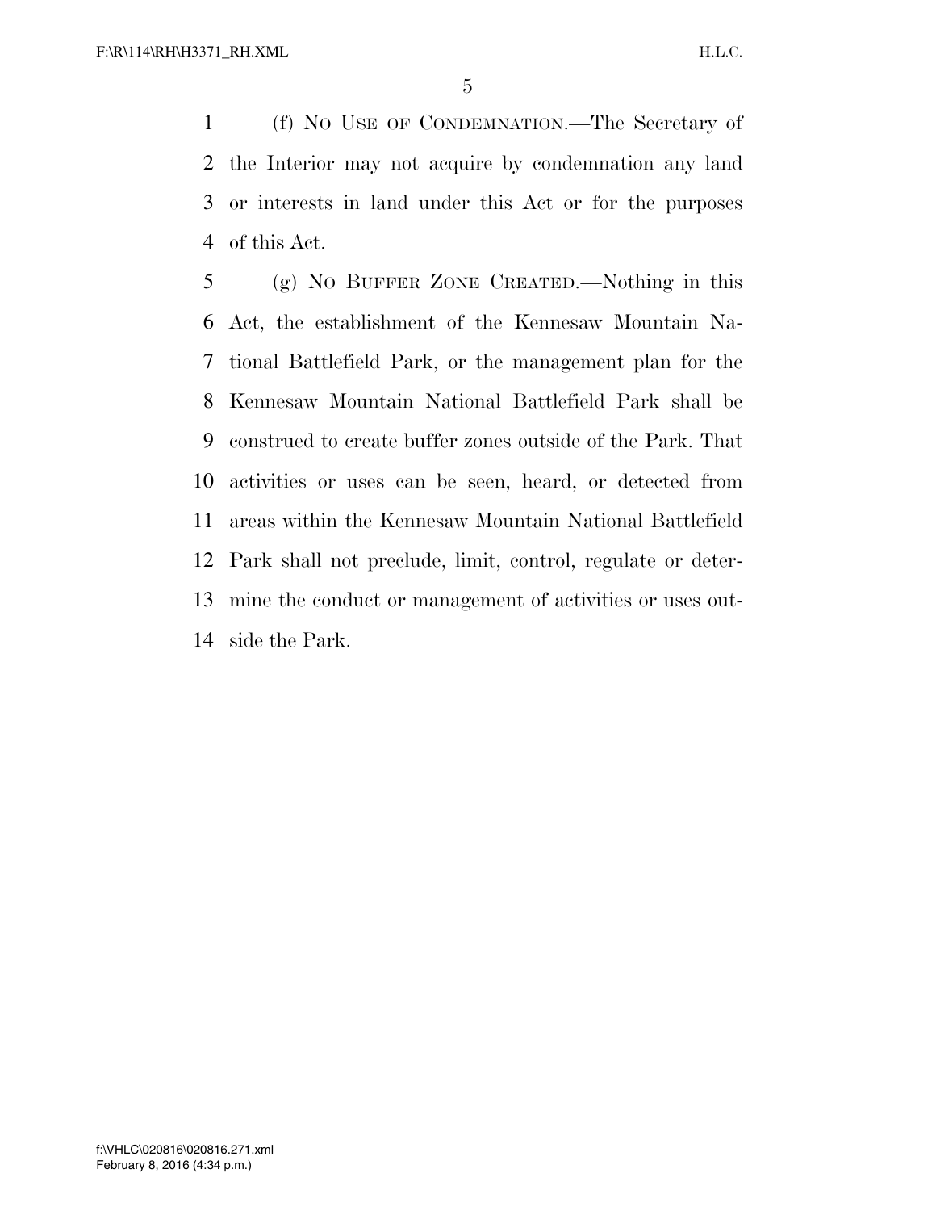(f) NO USE OF CONDEMNATION.—The Secretary of the Interior may not acquire by condemnation any land or interests in land under this Act or for the purposes of this Act.

(g) NO BUFFER ZONE CREATED.—Nothing in this Act, the establishment of the Kennesaw Mountain National Battlefield Park, or the management plan for the Kennesaw Mountain National Battlefield Park shall be construed to create buffer zones outside of the Park. That activities or uses can be seen, heard, or detected from areas within the Kennesaw Mountain National Battlefield Park shall not preclude, limit, control, regulate or determine the conduct or management of activities or uses outside the Park.